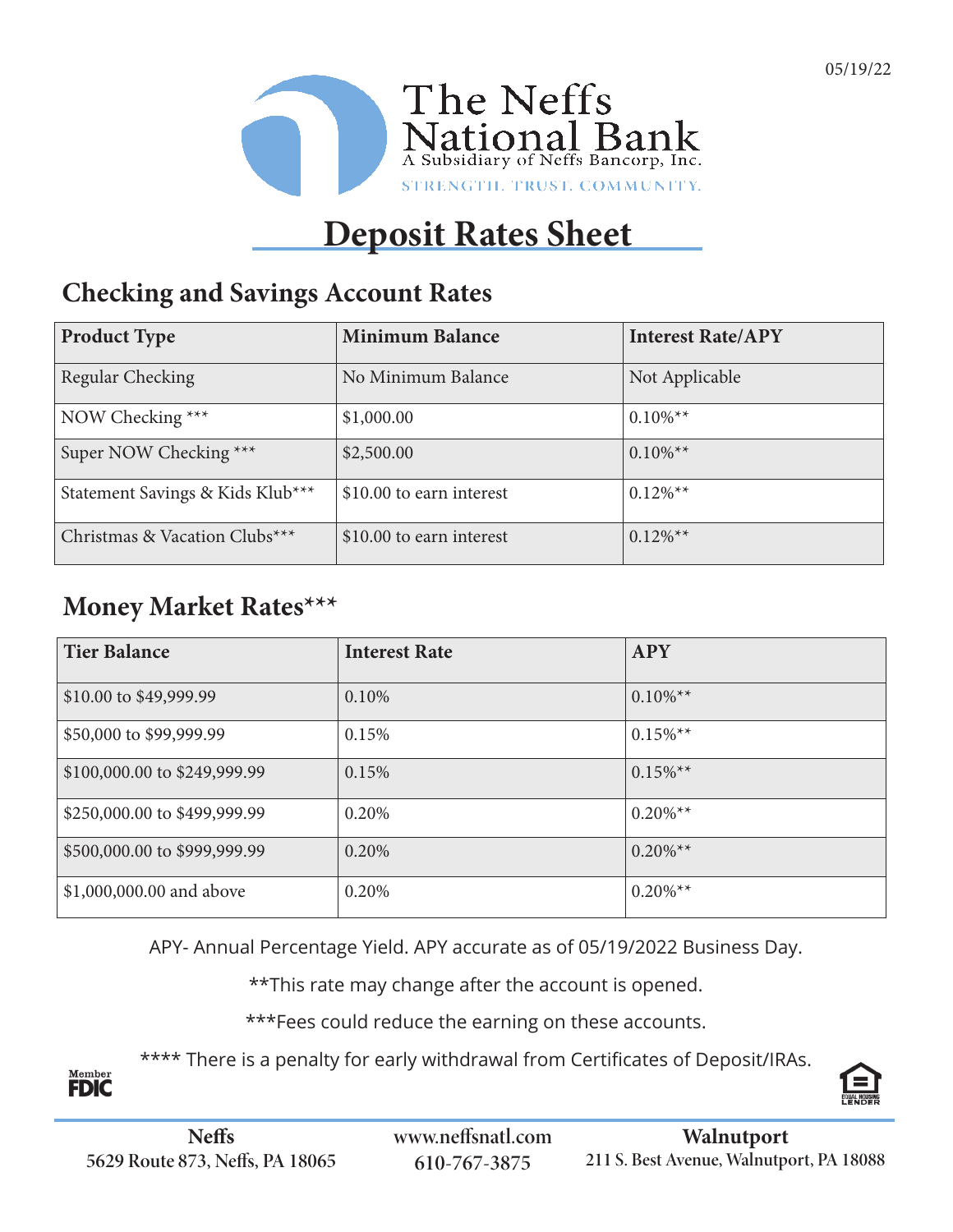05/19/22

The Neffs National Bank
A Subsidiary of Neffs Bancorp, Inc.
STRENGTH. TRUST. COMMUNITY.

# Deposit Rates Sheet

## Checking and Savings Account Rates

| Product Type | Minimum Balance | Interest Rate/APY |
|---|---|---|
| Regular Checking | No Minimum Balance | Not Applicable |
| NOW Checking *** | $1,000.00 | 0.10%** |
| Super NOW Checking *** | $2,500.00 | 0.10%** |
| Statement Savings & Kids Klub*** | $10.00 to earn interest | 0.12%** |
| Christmas & Vacation Clubs*** | $10.00 to earn interest | 0.12%** |

## Money Market Rates***

| Tier Balance | Interest Rate | APY |
|---|---|---|
| $10.00 to $49,999.99 | 0.10% | 0.10%** |
| $50,000 to $99,999.99 | 0.15% | 0.15%** |
| $100,000.00 to $249,999.99 | 0.15% | 0.15%** |
| $250,000.00 to $499,999.99 | 0.20% | 0.20%** |
| $500,000.00 to $999,999.99 | 0.20% | 0.20%** |
| $1,000,000.00 and above | 0.20% | 0.20%** |

APY- Annual Percentage Yield. APY accurate as of 05/19/2022 Business Day.

**This rate may change after the account is opened.

***Fees could reduce the earning on these accounts.

**** There is a penalty for early withdrawal from Certificates of Deposit/IRAs.

Member FDIC

Equal Housing Lender

**Neffs**
**5629 Route 873, Neffs, PA 18065**

**www.neffsnatl.com**
**610-767-3875**

**Walnutport**
**211 S. Best Avenue, Walnutport, PA 18088**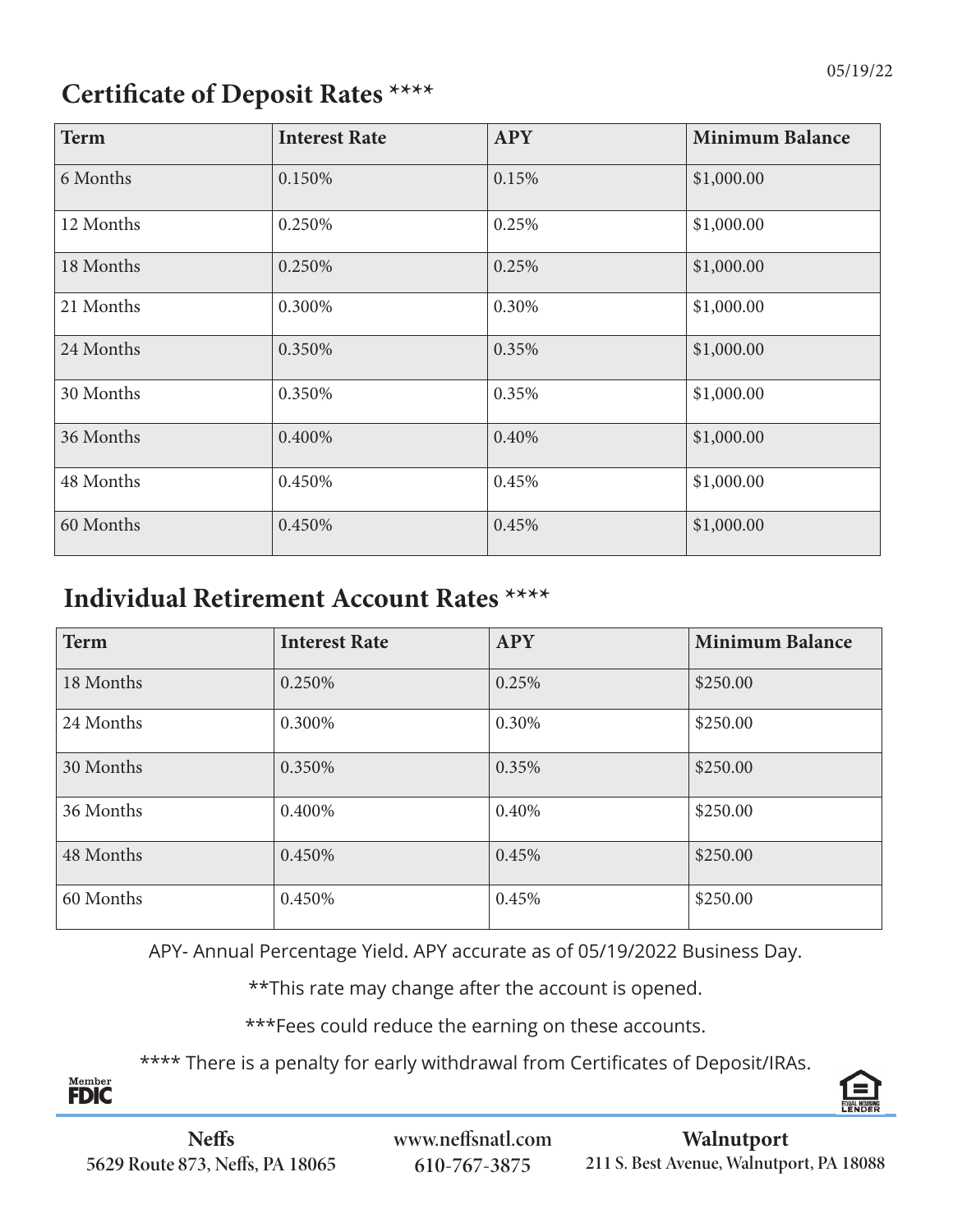05/19/22

## Certificate of Deposit Rates ****

| Term | Interest Rate | APY | Minimum Balance |
|---|---|---|---|
| 6 Months | 0.150% | 0.15% | $1,000.00 |
| 12 Months | 0.250% | 0.25% | $1,000.00 |
| 18 Months | 0.250% | 0.25% | $1,000.00 |
| 21 Months | 0.300% | 0.30% | $1,000.00 |
| 24 Months | 0.350% | 0.35% | $1,000.00 |
| 30 Months | 0.350% | 0.35% | $1,000.00 |
| 36 Months | 0.400% | 0.40% | $1,000.00 |
| 48 Months | 0.450% | 0.45% | $1,000.00 |
| 60 Months | 0.450% | 0.45% | $1,000.00 |

## Individual Retirement Account Rates ****

| Term | Interest Rate | APY | Minimum Balance |
|---|---|---|---|
| 18 Months | 0.250% | 0.25% | $250.00 |
| 24 Months | 0.300% | 0.30% | $250.00 |
| 30 Months | 0.350% | 0.35% | $250.00 |
| 36 Months | 0.400% | 0.40% | $250.00 |
| 48 Months | 0.450% | 0.45% | $250.00 |
| 60 Months | 0.450% | 0.45% | $250.00 |

APY- Annual Percentage Yield. APY accurate as of 05/19/2022 Business Day.

**This rate may change after the account is opened.

***Fees could reduce the earning on these accounts.

**** There is a penalty for early withdrawal from Certificates of Deposit/IRAs.

Member FDIC

Equal Housing Lender

**Neffs**
**5629 Route 873, Neffs, PA 18065**

**www.neffsnatl.com**
**610-767-3875**

**Walnutport**
**211 S. Best Avenue, Walnutport, PA 18088**